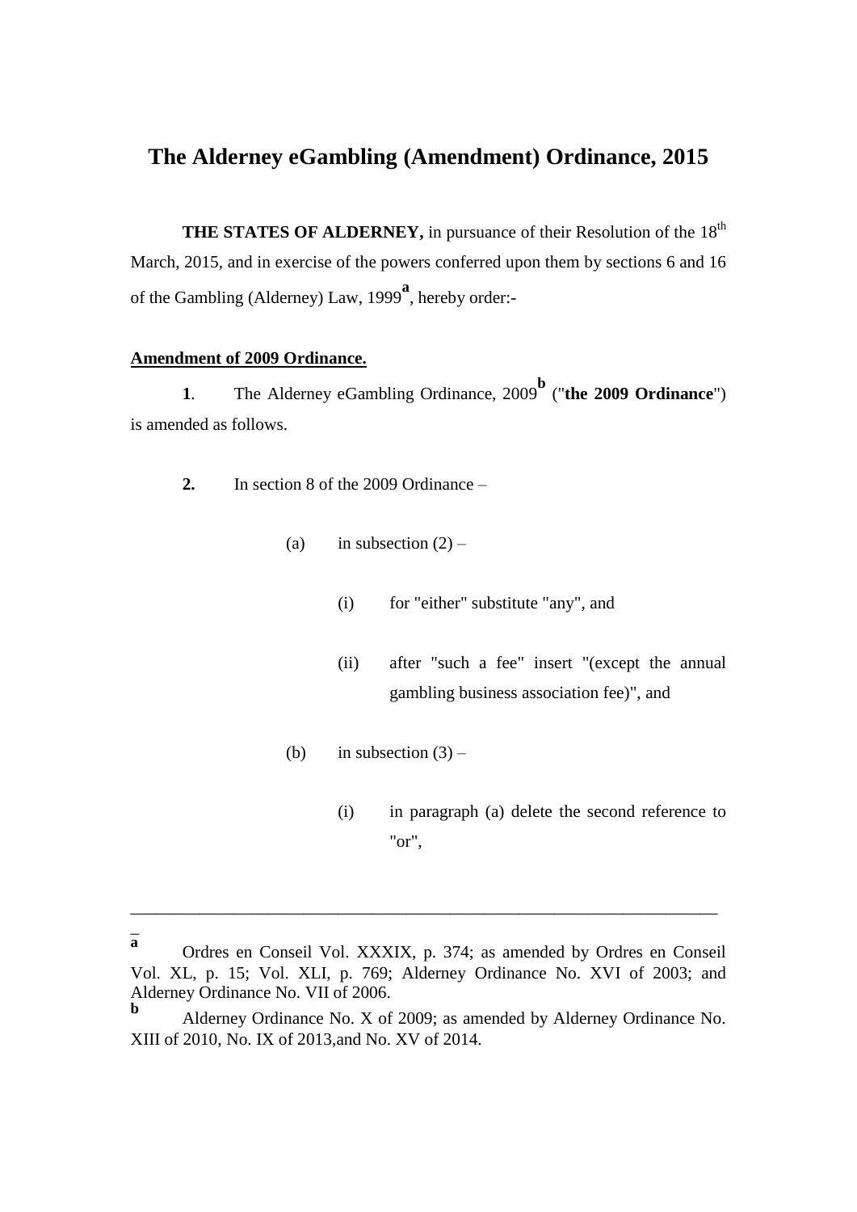# The Alderney eGambling (Amendment) Ordinance, 2015

**THE STATES OF ALDERNEY,** in pursuance of their Resolution of the 18th March, 2015, and in exercise of the powers conferred upon them by sections 6 and 16 of the Gambling (Alderney) Law, 1999[a], hereby order:-

**Amendment of 2009 Ordinance.**

**1**. The Alderney eGambling Ordinance, 2009[b] ("**the 2009 Ordinance**") is amended as follows.

**2.** In section 8 of the 2009 Ordinance –

(a) in subsection (2) –

(i) for "either" substitute "any", and

(ii) after "such a fee" insert "(except the annual gambling business association fee)", and

(b) in subsection (3) –

(i) in paragraph (a) delete the second reference to "or",

---

[a] Ordres en Conseil Vol. XXXIX, p. 374; as amended by Ordres en Conseil Vol. XL, p. 15; Vol. XLI, p. 769; Alderney Ordinance No. XVI of 2003; and Alderney Ordinance No. VII of 2006.

[b] Alderney Ordinance No. X of 2009; as amended by Alderney Ordinance No. XIII of 2010, No. IX of 2013,and No. XV of 2014.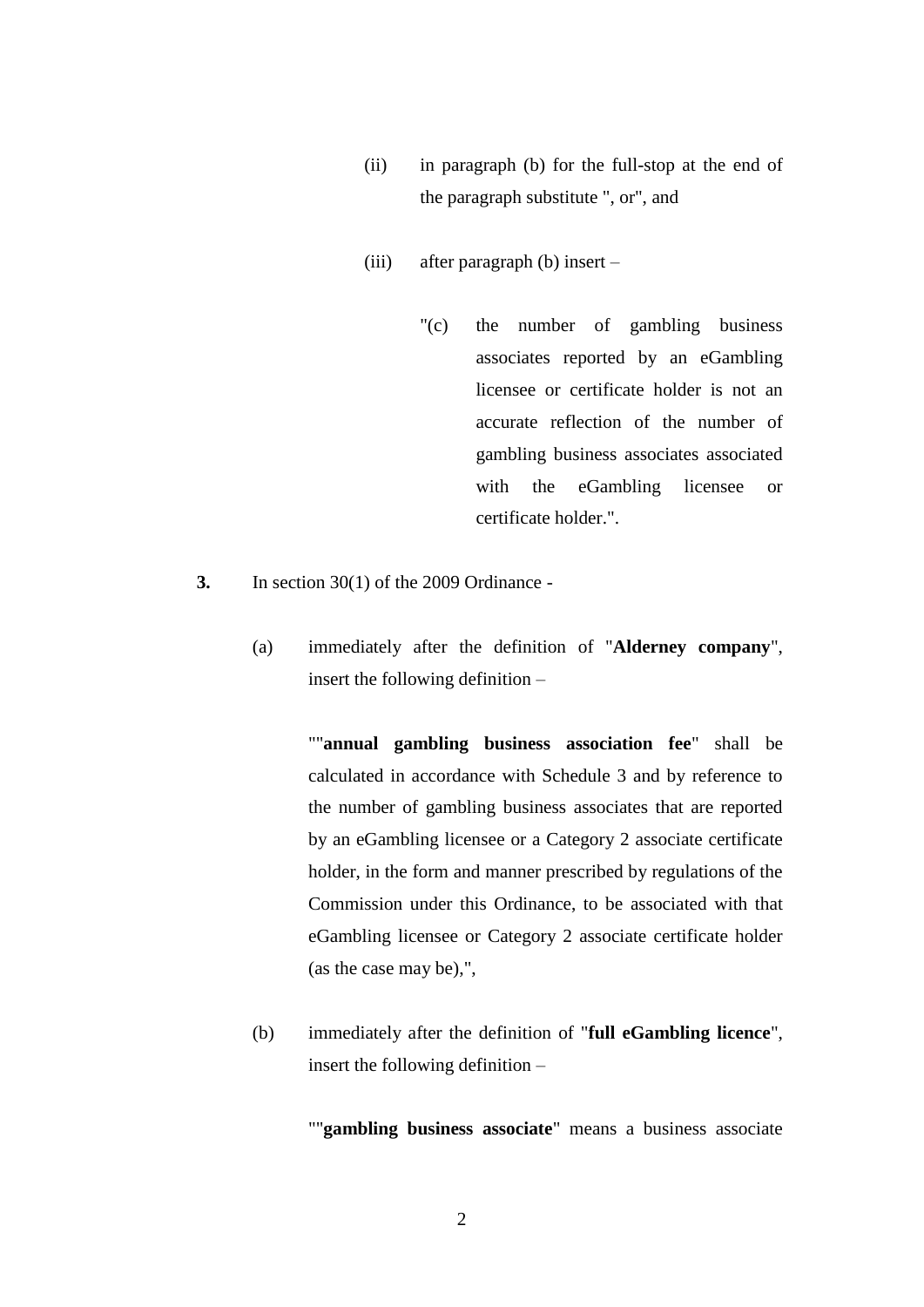(ii) in paragraph (b) for the full-stop at the end of the paragraph substitute ", or", and

(iii) after paragraph (b) insert –

"(c) the number of gambling business associates reported by an eGambling licensee or certificate holder is not an accurate reflection of the number of gambling business associates associated with the eGambling licensee or certificate holder.".

**3.** In section 30(1) of the 2009 Ordinance -

(a) immediately after the definition of "**Alderney company**", insert the following definition –

""**annual gambling business association fee**" shall be calculated in accordance with Schedule 3 and by reference to the number of gambling business associates that are reported by an eGambling licensee or a Category 2 associate certificate holder, in the form and manner prescribed by regulations of the Commission under this Ordinance, to be associated with that eGambling licensee or Category 2 associate certificate holder (as the case may be),",

(b) immediately after the definition of "**full eGambling licence**", insert the following definition –

""**gambling business associate**" means a business associate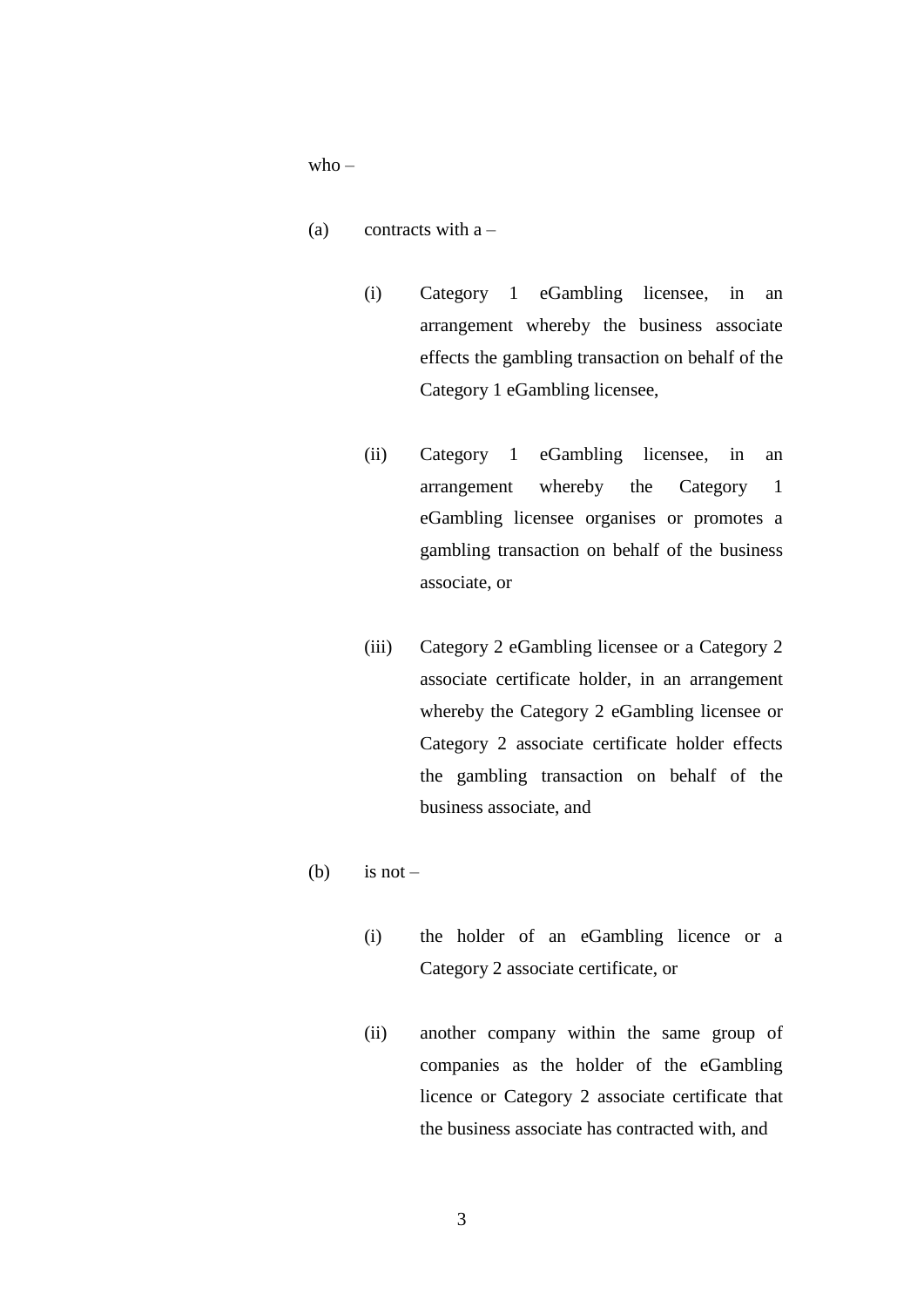who –

(a) contracts with a –

   (i) Category 1 eGambling licensee, in an arrangement whereby the business associate effects the gambling transaction on behalf of the Category 1 eGambling licensee,

   (ii) Category 1 eGambling licensee, in an arrangement whereby the Category 1 eGambling licensee organises or promotes a gambling transaction on behalf of the business associate, or

   (iii) Category 2 eGambling licensee or a Category 2 associate certificate holder, in an arrangement whereby the Category 2 eGambling licensee or Category 2 associate certificate holder effects the gambling transaction on behalf of the business associate, and

(b) is not –

   (i) the holder of an eGambling licence or a Category 2 associate certificate, or

   (ii) another company within the same group of companies as the holder of the eGambling licence or Category 2 associate certificate that the business associate has contracted with, and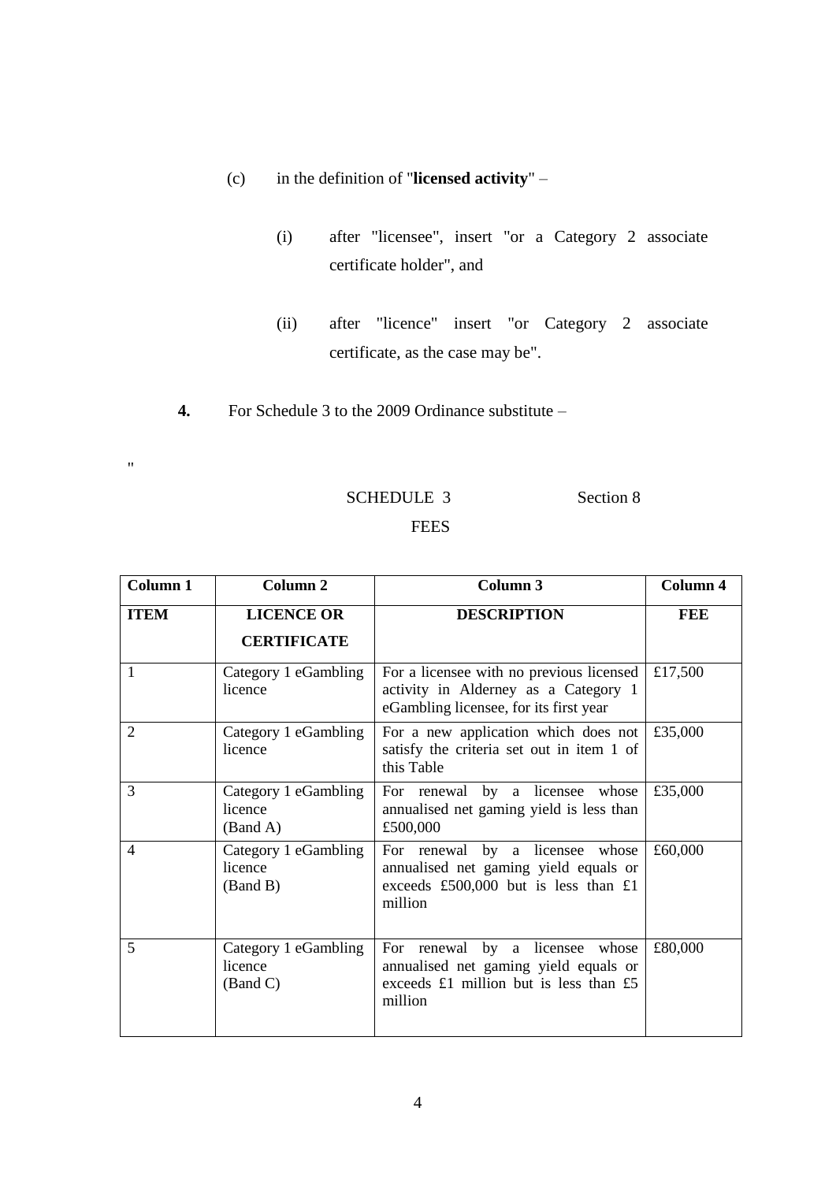(c) in the definition of "**licensed activity**" –

(i) after "licensee", insert "or a Category 2 associate certificate holder", and

(ii) after "licence" insert "or Category 2 associate certificate, as the case may be".

**4.** For Schedule 3 to the 2009 Ordinance substitute –

"

SCHEDULE 3 Section 8

FEES

| Column 1 | Column 2 | Column 3 | Column 4 |
|---|---|---|---|
| **ITEM** | **LICENCE OR CERTIFICATE** | **DESCRIPTION** | **FEE** |
| 1 | Category 1 eGambling licence | For a licensee with no previous licensed activity in Alderney as a Category 1 eGambling licensee, for its first year | £17,500 |
| 2 | Category 1 eGambling licence | For a new application which does not satisfy the criteria set out in item 1 of this Table | £35,000 |
| 3 | Category 1 eGambling licence (Band A) | For renewal by a licensee whose annualised net gaming yield is less than £500,000 | £35,000 |
| 4 | Category 1 eGambling licence (Band B) | For renewal by a licensee whose annualised net gaming yield equals or exceeds £500,000 but is less than £1 million | £60,000 |
| 5 | Category 1 eGambling licence (Band C) | For renewal by a licensee whose annualised net gaming yield equals or exceeds £1 million but is less than £5 million | £80,000 |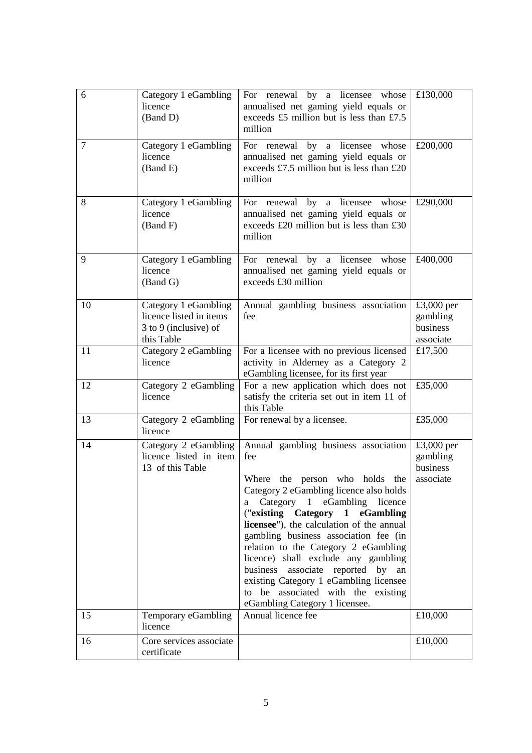| 6 | Category 1 eGambling licence (Band D) | For renewal by a licensee whose annualised net gaming yield equals or exceeds £5 million but is less than £7.5 million | £130,000 |
|---|---|---|---|
| 7 | Category 1 eGambling licence (Band E) | For renewal by a licensee whose annualised net gaming yield equals or exceeds £7.5 million but is less than £20 million | £200,000 |
| 8 | Category 1 eGambling licence (Band F) | For renewal by a licensee whose annualised net gaming yield equals or exceeds £20 million but is less than £30 million | £290,000 |
| 9 | Category 1 eGambling licence (Band G) | For renewal by a licensee whose annualised net gaming yield equals or exceeds £30 million | £400,000 |
| 10 | Category 1 eGambling licence listed in items 3 to 9 (inclusive) of this Table | Annual gambling business association fee | £3,000 per gambling business associate |
| 11 | Category 2 eGambling licence | For a licensee with no previous licensed activity in Alderney as a Category 2 eGambling licensee, for its first year | £17,500 |
| 12 | Category 2 eGambling licence | For a new application which does not satisfy the criteria set out in item 11 of this Table | £35,000 |
| 13 | Category 2 eGambling licence | For renewal by a licensee. | £35,000 |
| 14 | Category 2 eGambling licence listed in item 13 of this Table | Annual gambling business association fee<br><br>Where the person who holds the Category 2 eGambling licence also holds a Category 1 eGambling licence ("**existing Category 1 eGambling licensee**"), the calculation of the annual gambling business association fee (in relation to the Category 2 eGambling licence) shall exclude any gambling business associate reported by an existing Category 1 eGambling licensee to be associated with the existing eGambling Category 1 licensee. | £3,000 per gambling business associate |
| 15 | Temporary eGambling licence | Annual licence fee | £10,000 |
| 16 | Core services associate certificate | | £10,000 |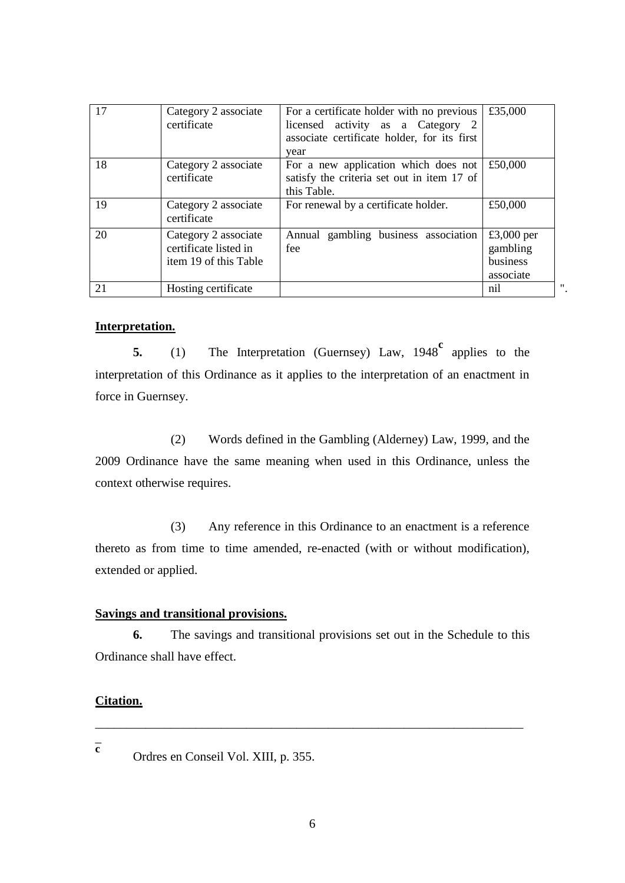| 17 | Category 2 associate certificate | For a certificate holder with no previous licensed activity as a Category 2 associate certificate holder, for its first year | £35,000 |
|---|---|---|---|
| 18 | Category 2 associate certificate | For a new application which does not satisfy the criteria set out in item 17 of this Table. | £50,000 |
| 19 | Category 2 associate certificate | For renewal by a certificate holder. | £50,000 |
| 20 | Category 2 associate certificate listed in item 19 of this Table | Annual gambling business association fee | £3,000 per gambling business associate |
| 21 | Hosting certificate | | nil |

".

**Interpretation.**

**5.** (1) The Interpretation (Guernsey) Law, 1948[c] applies to the interpretation of this Ordinance as it applies to the interpretation of an enactment in force in Guernsey.

(2) Words defined in the Gambling (Alderney) Law, 1999, and the 2009 Ordinance have the same meaning when used in this Ordinance, unless the context otherwise requires.

(3) Any reference in this Ordinance to an enactment is a reference thereto as from time to time amended, re-enacted (with or without modification), extended or applied.

**Savings and transitional provisions.**

**6.** The savings and transitional provisions set out in the Schedule to this Ordinance shall have effect.

**Citation.**

---

[c] Ordres en Conseil Vol. XIII, p. 355.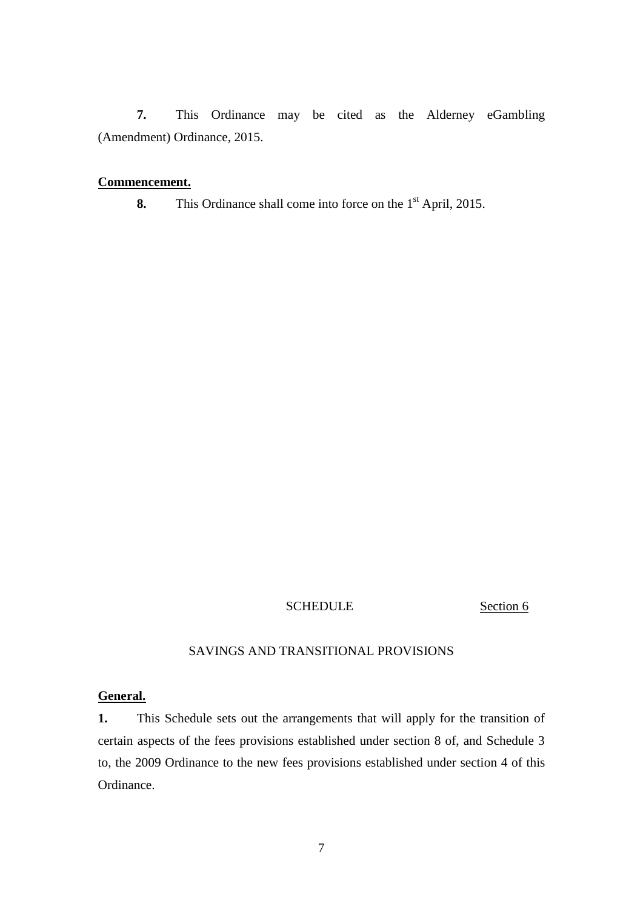**7.** This Ordinance may be cited as the Alderney eGambling (Amendment) Ordinance, 2015.

**Commencement.**

**8.** This Ordinance shall come into force on the 1st April, 2015.

SCHEDULE Section 6

SAVINGS AND TRANSITIONAL PROVISIONS

**General.**

**1.** This Schedule sets out the arrangements that will apply for the transition of certain aspects of the fees provisions established under section 8 of, and Schedule 3 to, the 2009 Ordinance to the new fees provisions established under section 4 of this Ordinance.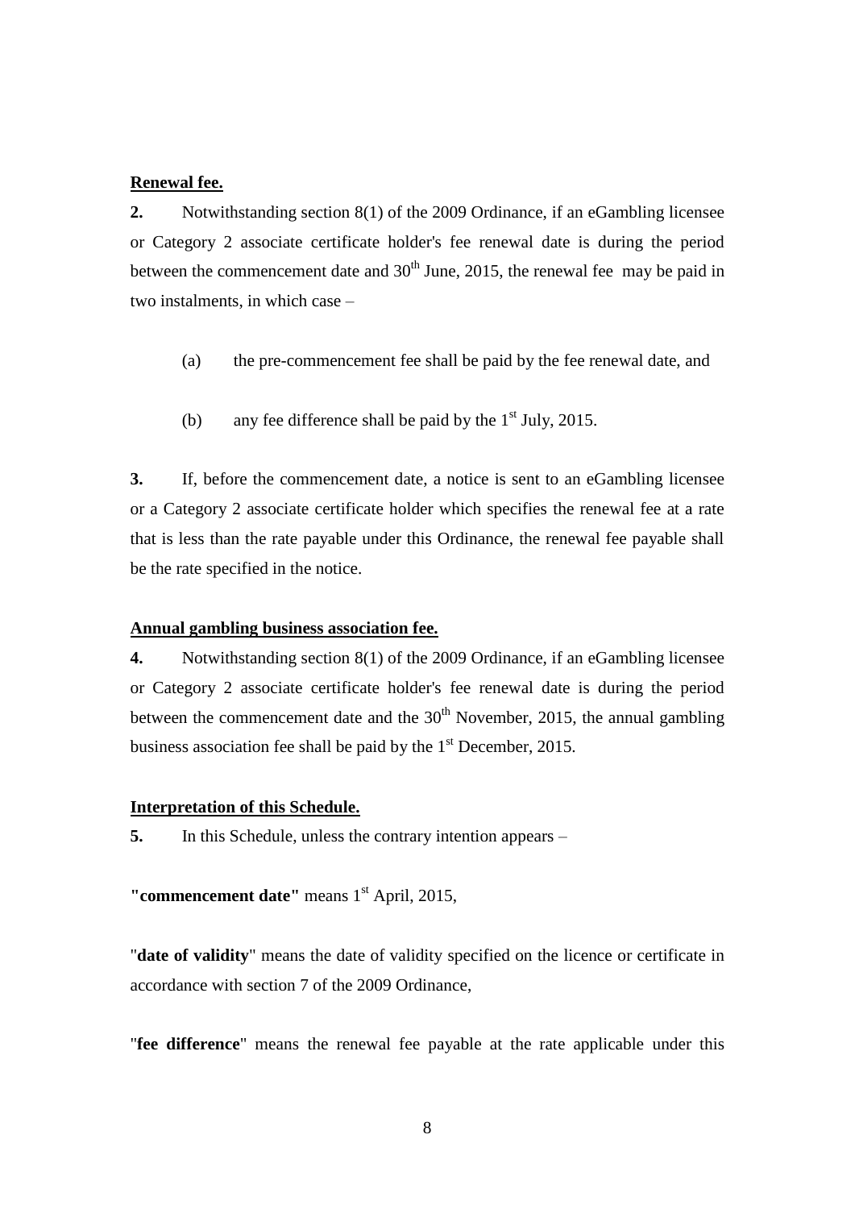**Renewal fee.**

**2.** Notwithstanding section 8(1) of the 2009 Ordinance, if an eGambling licensee or Category 2 associate certificate holder's fee renewal date is during the period between the commencement date and 30th June, 2015, the renewal fee may be paid in two instalments, in which case –

(a) the pre-commencement fee shall be paid by the fee renewal date, and

(b) any fee difference shall be paid by the 1st July, 2015.

**3.** If, before the commencement date, a notice is sent to an eGambling licensee or a Category 2 associate certificate holder which specifies the renewal fee at a rate that is less than the rate payable under this Ordinance, the renewal fee payable shall be the rate specified in the notice.

**Annual gambling business association fee.**

**4.** Notwithstanding section 8(1) of the 2009 Ordinance, if an eGambling licensee or Category 2 associate certificate holder's fee renewal date is during the period between the commencement date and the 30th November, 2015, the annual gambling business association fee shall be paid by the 1st December, 2015.

**Interpretation of this Schedule.**

**5.** In this Schedule, unless the contrary intention appears –

**"commencement date"** means 1st April, 2015,

"**date of validity**" means the date of validity specified on the licence or certificate in accordance with section 7 of the 2009 Ordinance,

"**fee difference**" means the renewal fee payable at the rate applicable under this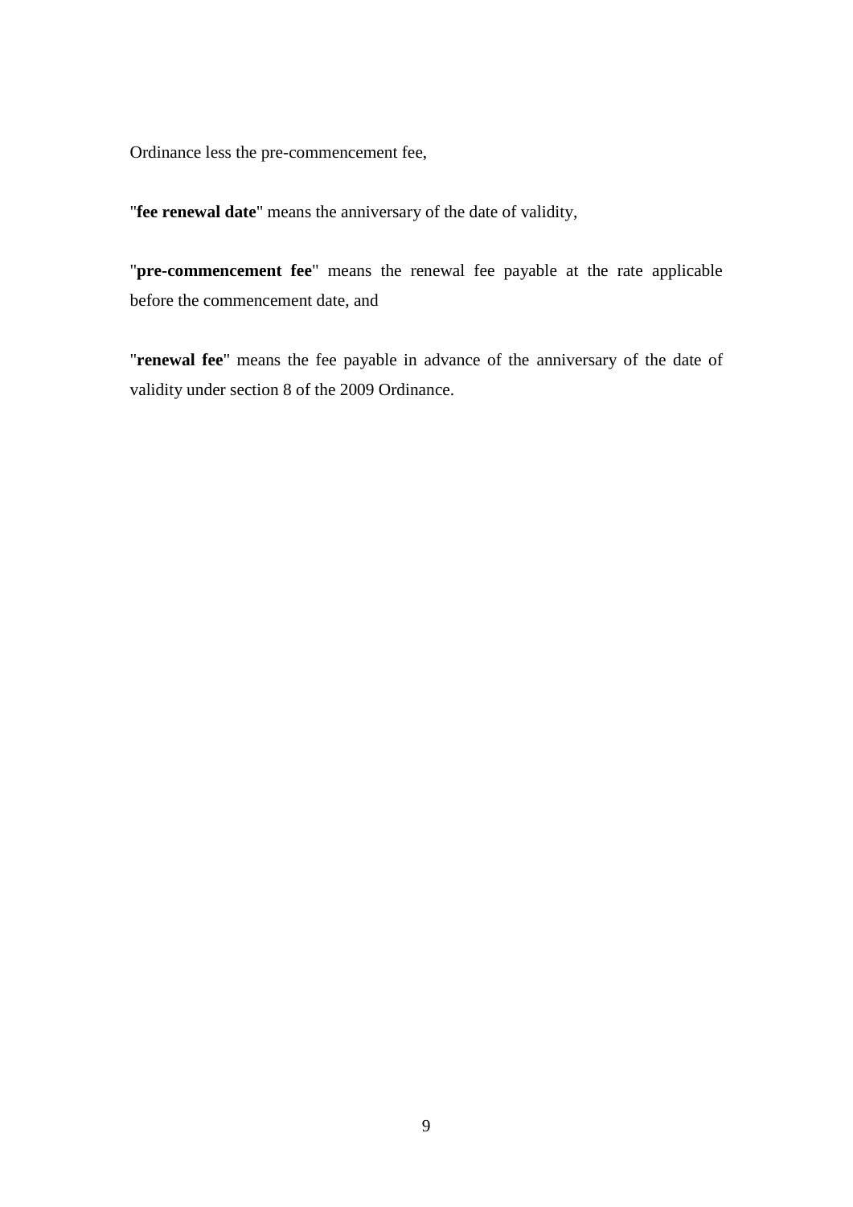Ordinance less the pre-commencement fee,

"**fee renewal date**" means the anniversary of the date of validity,

"**pre-commencement fee**" means the renewal fee payable at the rate applicable before the commencement date, and

"**renewal fee**" means the fee payable in advance of the anniversary of the date of validity under section 8 of the 2009 Ordinance.